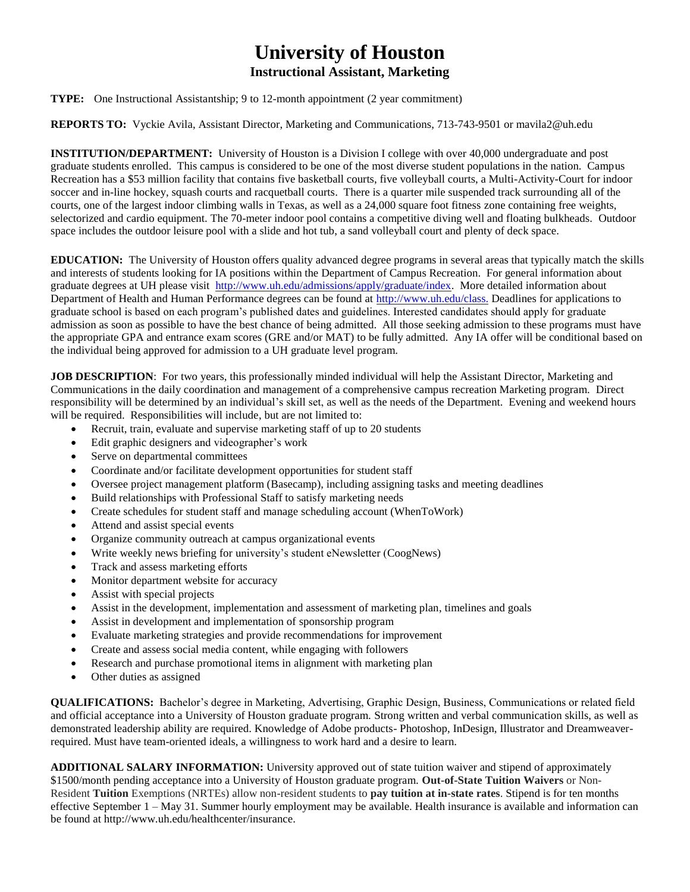# University of Houston

## Instructional Assistant, Marketing

**TYPE:** One Instructional Assistantship; 9 to 12-month appointment (2 year commitment)

**REPORTS TO:** Vyckie Avila, Assistant Director, Marketing and Communications, 713-743-9501 or mavila2@uh.edu

**INSTITUTION/DEPARTMENT:** University of Houston is a Division I college with over 40,000 undergraduate and post graduate students enrolled. This campus is considered to be one of the most diverse student populations in the nation. Campus Recreation has a $53 million facility that contains five basketball courts, five volleyball courts, a Multi-Activity-Court for indoor soccer and in-line hockey, squash courts and racquetball courts. There is a quarter mile suspended track surrounding all of the courts, one of the largest indoor climbing walls in Texas, as well as a 24,000 square foot fitness zone containing free weights, selectorized and cardio equipment. The 70-meter indoor pool contains a competitive diving well and floating bulkheads. Outdoor space includes the outdoor leisure pool with a slide and hot tub, a sand volleyball court and plenty of deck space.

**EDUCATION:** The University of Houston offers quality advanced degree programs in several areas that typically match the skills and interests of students looking for IA positions within the Department of Campus Recreation. For general information about graduate degrees at UH please visit http://www.uh.edu/admissions/apply/graduate/index. More detailed information about Department of Health and Human Performance degrees can be found at http://www.uh.edu/class. Deadlines for applications to graduate school is based on each program's published dates and guidelines. Interested candidates should apply for graduate admission as soon as possible to have the best chance of being admitted. All those seeking admission to these programs must have the appropriate GPA and entrance exam scores (GRE and/or MAT) to be fully admitted. Any IA offer will be conditional based on the individual being approved for admission to a UH graduate level program.

**JOB DESCRIPTION**: For two years, this professionally minded individual will help the Assistant Director, Marketing and Communications in the daily coordination and management of a comprehensive campus recreation Marketing program. Direct responsibility will be determined by an individual's skill set, as well as the needs of the Department. Evening and weekend hours will be required. Responsibilities will include, but are not limited to:

- Recruit, train, evaluate and supervise marketing staff of up to 20 students
- Edit graphic designers and videographer's work
- Serve on departmental committees
- Coordinate and/or facilitate development opportunities for student staff
- Oversee project management platform (Basecamp), including assigning tasks and meeting deadlines
- Build relationships with Professional Staff to satisfy marketing needs
- Create schedules for student staff and manage scheduling account (WhenToWork)
- Attend and assist special events
- Organize community outreach at campus organizational events
- Write weekly news briefing for university's student eNewsletter (CoogNews)
- Track and assess marketing efforts
- Monitor department website for accuracy
- Assist with special projects
- Assist in the development, implementation and assessment of marketing plan, timelines and goals
- Assist in development and implementation of sponsorship program
- Evaluate marketing strategies and provide recommendations for improvement
- Create and assess social media content, while engaging with followers
- Research and purchase promotional items in alignment with marketing plan
- Other duties as assigned

**QUALIFICATIONS:** Bachelor's degree in Marketing, Advertising, Graphic Design, Business, Communications or related field and official acceptance into a University of Houston graduate program. Strong written and verbal communication skills, as well as demonstrated leadership ability are required. Knowledge of Adobe products- Photoshop, InDesign, Illustrator and Dreamweaver- required. Must have team-oriented ideals, a willingness to work hard and a desire to learn.

**ADDITIONAL SALARY INFORMATION:** University approved out of state tuition waiver and stipend of approximately $1500/month pending acceptance into a University of Houston graduate program. **Out-of-State Tuition Waivers** or Non-Resident **Tuition** Exemptions (NRTEs) allow non-resident students to **pay tuition at in-state rates**. Stipend is for ten months effective September 1 – May 31. Summer hourly employment may be available. Health insurance is available and information can be found at http://www.uh.edu/healthcenter/insurance.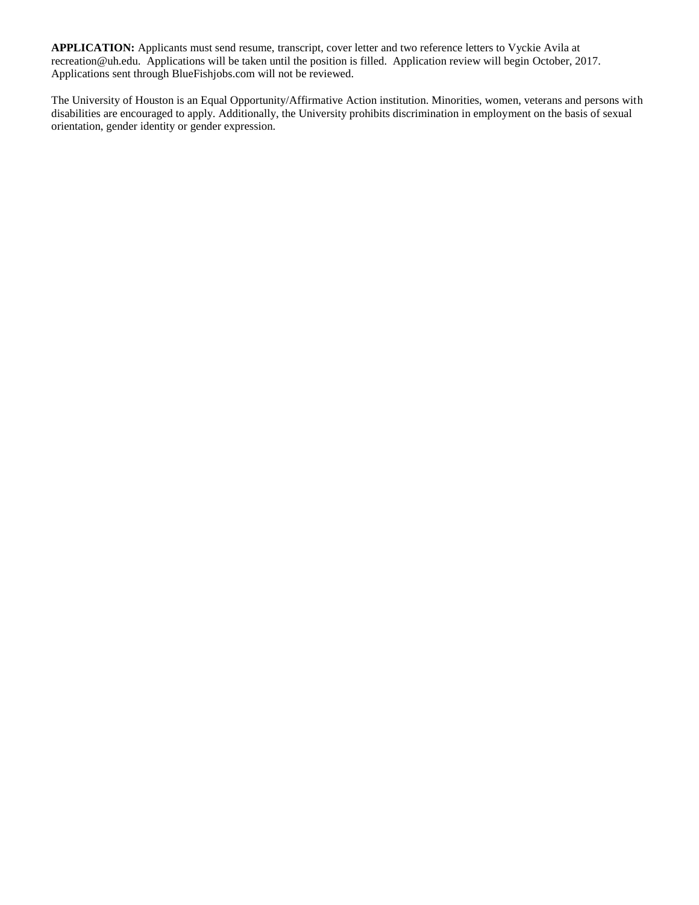**APPLICATION:** Applicants must send resume, transcript, cover letter and two reference letters to Vyckie Avila at recreation@uh.edu. Applications will be taken until the position is filled. Application review will begin October, 2017. Applications sent through BlueFishjobs.com will not be reviewed.

The University of Houston is an Equal Opportunity/Affirmative Action institution. Minorities, women, veterans and persons with disabilities are encouraged to apply. Additionally, the University prohibits discrimination in employment on the basis of sexual orientation, gender identity or gender expression.